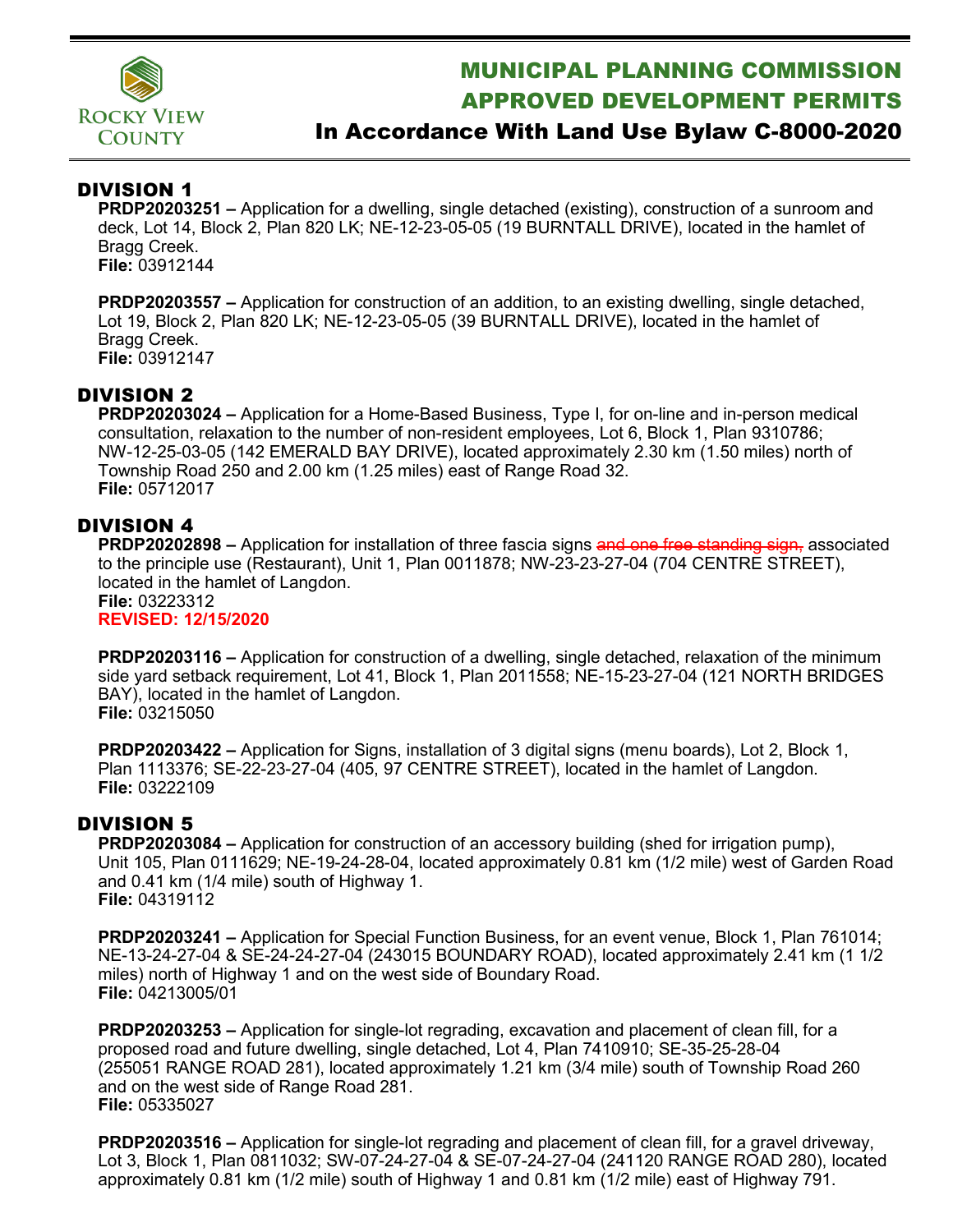# MUNICIPAL PLANNING COMMISSION APPROVED DEVELOPMENT PERMITS

## In Accordance With Land Use Bylaw C-8000-2020

## DIVISION 1

**PRDP20203251 –** Application for a dwelling, single detached (existing), construction of a sunroom and deck, Lot 14, Block 2, Plan 820 LK; NE-12-23-05-05 (19 BURNTALL DRIVE), located in the hamlet of Bragg Creek.
**File:** 03912144

**PRDP20203557 –** Application for construction of an addition, to an existing dwelling, single detached, Lot 19, Block 2, Plan 820 LK; NE-12-23-05-05 (39 BURNTALL DRIVE), located in the hamlet of Bragg Creek.
**File:** 03912147

## DIVISION 2

**PRDP20203024 –** Application for a Home-Based Business, Type I, for on-line and in-person medical consultation, relaxation to the number of non-resident employees, Lot 6, Block 1, Plan 9310786; NW-12-25-03-05 (142 EMERALD BAY DRIVE), located approximately 2.30 km (1.50 miles) north of Township Road 250 and 2.00 km (1.25 miles) east of Range Road 32.
**File:** 05712017

## DIVISION 4

**PRDP20202898 –** Application for installation of three fascia signs ~~and one free standing sign,~~ associated to the principle use (Restaurant), Unit 1, Plan 0011878; NW-23-23-27-04 (704 CENTRE STREET), located in the hamlet of Langdon.
**File:** 03223312
**REVISED: 12/15/2020**

**PRDP20203116 –** Application for construction of a dwelling, single detached, relaxation of the minimum side yard setback requirement, Lot 41, Block 1, Plan 2011558; NE-15-23-27-04 (121 NORTH BRIDGES BAY), located in the hamlet of Langdon.
**File:** 03215050

**PRDP20203422 –** Application for Signs, installation of 3 digital signs (menu boards), Lot 2, Block 1, Plan 1113376; SE-22-23-27-04 (405, 97 CENTRE STREET), located in the hamlet of Langdon.
**File:** 03222109

## DIVISION 5

**PRDP20203084 –** Application for construction of an accessory building (shed for irrigation pump), Unit 105, Plan 0111629; NE-19-24-28-04, located approximately 0.81 km (1/2 mile) west of Garden Road and 0.41 km (1/4 mile) south of Highway 1.
**File:** 04319112

**PRDP20203241 –** Application for Special Function Business, for an event venue, Block 1, Plan 761014; NE-13-24-27-04 & SE-24-24-27-04 (243015 BOUNDARY ROAD), located approximately 2.41 km (1 1/2 miles) north of Highway 1 and on the west side of Boundary Road.
**File:** 04213005/01

**PRDP20203253 –** Application for single-lot regrading, excavation and placement of clean fill, for a proposed road and future dwelling, single detached, Lot 4, Plan 7410910; SE-35-25-28-04 (255051 RANGE ROAD 281), located approximately 1.21 km (3/4 mile) south of Township Road 260 and on the west side of Range Road 281.
**File:** 05335027

**PRDP20203516 –** Application for single-lot regrading and placement of clean fill, for a gravel driveway, Lot 3, Block 1, Plan 0811032; SW-07-24-27-04 & SE-07-24-27-04 (241120 RANGE ROAD 280), located approximately 0.81 km (1/2 mile) south of Highway 1 and 0.81 km (1/2 mile) east of Highway 791.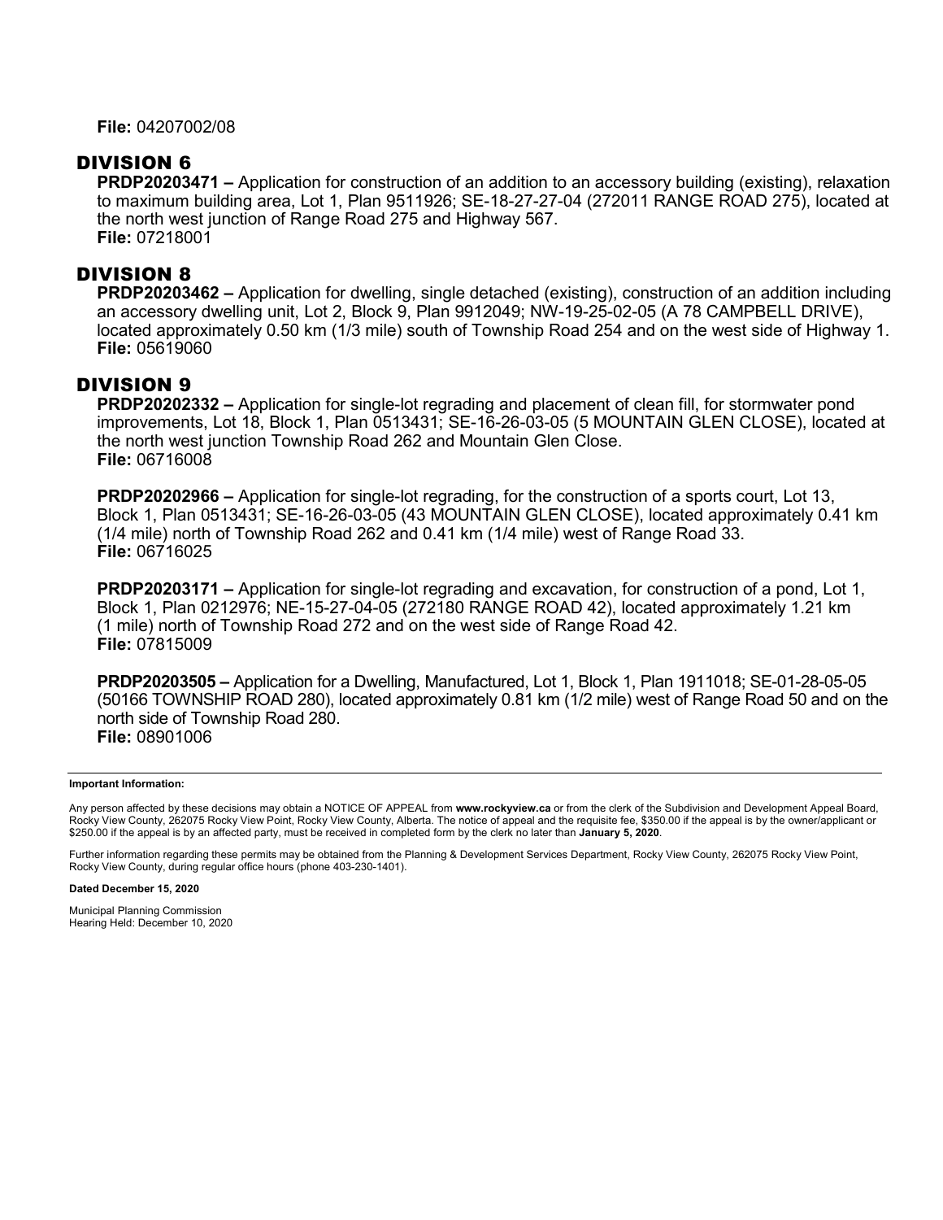**File:** 04207002/08

## DIVISION 6

**PRDP20203471 –** Application for construction of an addition to an accessory building (existing), relaxation to maximum building area, Lot 1, Plan 9511926; SE-18-27-27-04 (272011 RANGE ROAD 275), located at the north west junction of Range Road 275 and Highway 567.
**File:** 07218001

## DIVISION 8

**PRDP20203462 –** Application for dwelling, single detached (existing), construction of an addition including an accessory dwelling unit, Lot 2, Block 9, Plan 9912049; NW-19-25-02-05 (A 78 CAMPBELL DRIVE), located approximately 0.50 km (1/3 mile) south of Township Road 254 and on the west side of Highway 1.
**File:** 05619060

## DIVISION 9

**PRDP20202332 –** Application for single-lot regrading and placement of clean fill, for stormwater pond improvements, Lot 18, Block 1, Plan 0513431; SE-16-26-03-05 (5 MOUNTAIN GLEN CLOSE), located at the north west junction Township Road 262 and Mountain Glen Close.
**File:** 06716008

**PRDP20202966 –** Application for single-lot regrading, for the construction of a sports court, Lot 13, Block 1, Plan 0513431; SE-16-26-03-05 (43 MOUNTAIN GLEN CLOSE), located approximately 0.41 km (1/4 mile) north of Township Road 262 and 0.41 km (1/4 mile) west of Range Road 33.
**File:** 06716025

**PRDP20203171 –** Application for single-lot regrading and excavation, for construction of a pond, Lot 1, Block 1, Plan 0212976; NE-15-27-04-05 (272180 RANGE ROAD 42), located approximately 1.21 km (1 mile) north of Township Road 272 and on the west side of Range Road 42.
**File:** 07815009

**PRDP20203505 –** Application for a Dwelling, Manufactured, Lot 1, Block 1, Plan 1911018; SE-01-28-05-05 (50166 TOWNSHIP ROAD 280), located approximately 0.81 km (1/2 mile) west of Range Road 50 and on the north side of Township Road 280.
**File:** 08901006

---

**Important Information:**

Any person affected by these decisions may obtain a NOTICE OF APPEAL from **www.rockyview.ca** or from the clerk of the Subdivision and Development Appeal Board, Rocky View County, 262075 Rocky View Point, Rocky View County, Alberta. The notice of appeal and the requisite fee, $350.00 if the appeal is by the owner/applicant or $250.00 if the appeal is by an affected party, must be received in completed form by the clerk no later than **January 5, 2020**.

Further information regarding these permits may be obtained from the Planning & Development Services Department, Rocky View County, 262075 Rocky View Point, Rocky View County, during regular office hours (phone 403-230-1401).

**Dated December 15, 2020**

Municipal Planning Commission
Hearing Held: December 10, 2020